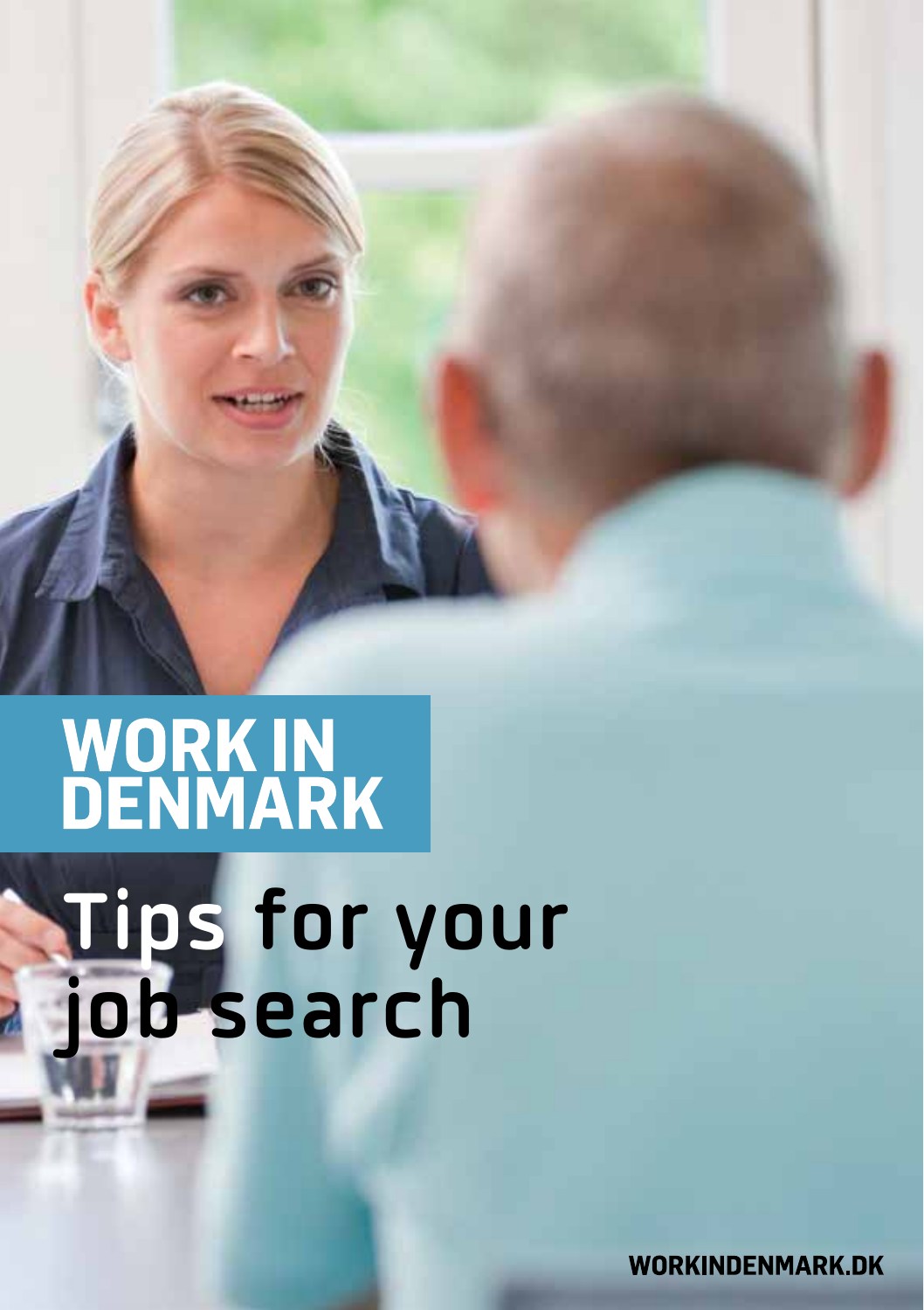# WORK IN DENMARK

## Tips for your job search

WORKINDENMARK.DK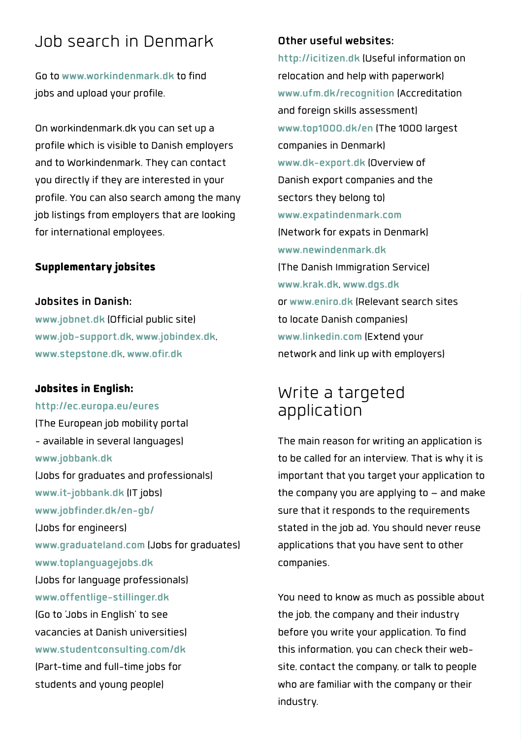# Job search in Denmark

Go to www.workindenmark.dk to find jobs and upload your profile.

On workindenmark.dk you can set up a profile which is visible to Danish employers and to Workindenmark. They can contact you directly if they are interested in your profile. You can also search among the many job listings from employers that are looking for international employees.

**Supplementary jobsites**

**Jobsites in Danish:**

www.jobnet.dk (Official public site)
www.job-support.dk, www.jobindex.dk, www.stepstone.dk, www.ofir.dk

**Jobsites in English:**

http://ec.europa.eu/eures
(The European job mobility portal - available in several languages)
www.jobbank.dk
(Jobs for graduates and professionals)
www.it-jobbank.dk (IT jobs)
www.jobfinder.dk/en-gb/
(Jobs for engineers)
www.graduateland.com (Jobs for graduates)
www.toplanguagejobs.dk
(Jobs for language professionals)
www.offentlige-stillinger.dk
(Go to 'Jobs in English' to see vacancies at Danish universities)
www.studentconsulting.com/dk
(Part-time and full-time jobs for students and young people)

**Other useful websites:**

http://icitizen.dk (Useful information on relocation and help with paperwork)
www.ufm.dk/recognition (Accreditation and foreign skills assessment)
www.top1000.dk/en (The 1000 largest companies in Denmark)
www.dk-export.dk (Overview of Danish export companies and the sectors they belong to)
www.expatindenmark.com
(Network for expats in Denmark)
www.newindenmark.dk
(The Danish Immigration Service)
www.krak.dk, www.dgs.dk
or www.eniro.dk (Relevant search sites to locate Danish companies)
www.linkedin.com (Extend your network and link up with employers)

# Write a targeted application

The main reason for writing an application is to be called for an interview. That is why it is important that you target your application to the company you are applying to – and make sure that it responds to the requirements stated in the job ad. You should never reuse applications that you have sent to other companies.

You need to know as much as possible about the job, the company and their industry before you write your application. To find this information, you can check their website, contact the company, or talk to people who are familiar with the company or their industry.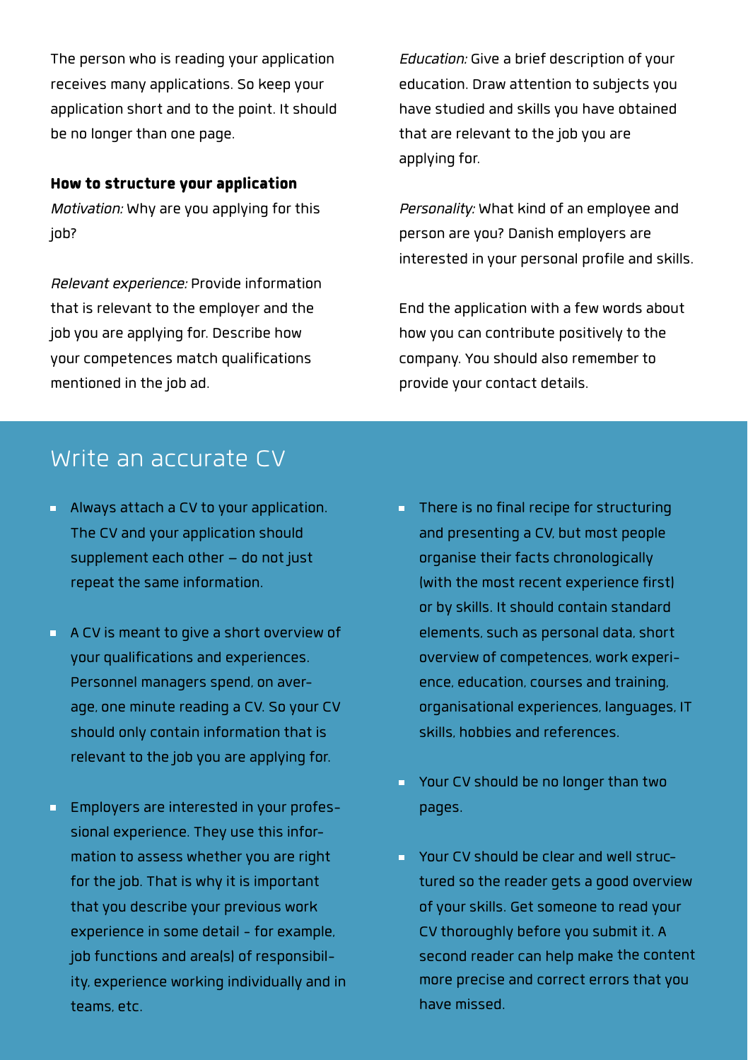The person who is reading your application receives many applications. So keep your application short and to the point. It should be no longer than one page.

**How to structure your application**

*Motivation:* Why are you applying for this job?

*Relevant experience:* Provide information that is relevant to the employer and the job you are applying for. Describe how your competences match qualifications mentioned in the job ad.

*Education:* Give a brief description of your education. Draw attention to subjects you have studied and skills you have obtained that are relevant to the job you are applying for.

*Personality:* What kind of an employee and person are you? Danish employers are interested in your personal profile and skills.

End the application with a few words about how you can contribute positively to the company. You should also remember to provide your contact details.

## Write an accurate CV

- Always attach a CV to your application. The CV and your application should supplement each other – do not just repeat the same information.
- A CV is meant to give a short overview of your qualifications and experiences. Personnel managers spend, on average, one minute reading a CV. So your CV should only contain information that is relevant to the job you are applying for.
- Employers are interested in your professional experience. They use this information to assess whether you are right for the job. That is why it is important that you describe your previous work experience in some detail - for example, job functions and area(s) of responsibility, experience working individually and in teams, etc.
- There is no final recipe for structuring and presenting a CV, but most people organise their facts chronologically (with the most recent experience first) or by skills. It should contain standard elements, such as personal data, short overview of competences, work experience, education, courses and training, organisational experiences, languages, IT skills, hobbies and references.
- Your CV should be no longer than two pages.
- Your CV should be clear and well structured so the reader gets a good overview of your skills. Get someone to read your CV thoroughly before you submit it. A second reader can help make the content more precise and correct errors that you have missed.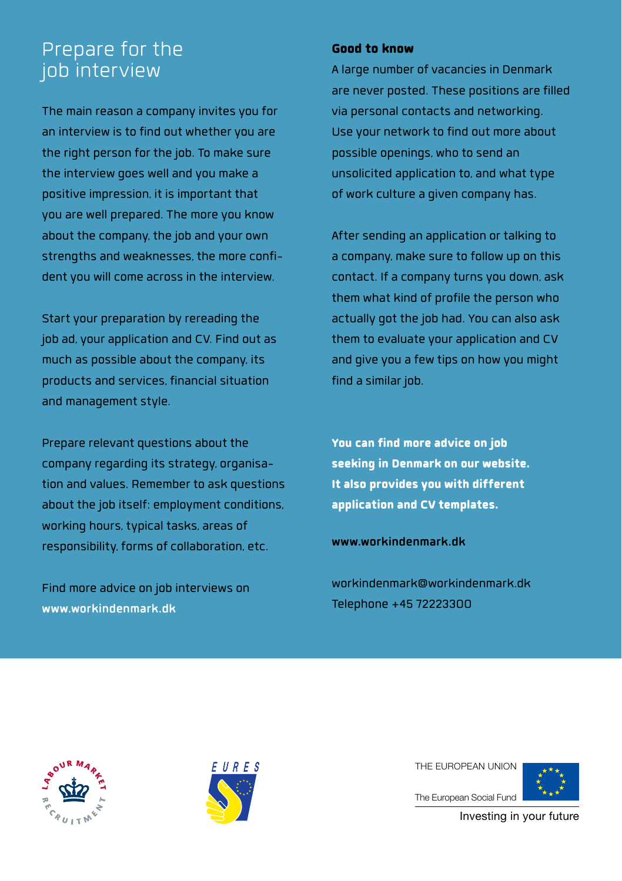# Prepare for the job interview

The main reason a company invites you for an interview is to find out whether you are the right person for the job. To make sure the interview goes well and you make a positive impression, it is important that you are well prepared. The more you know about the company, the job and your own strengths and weaknesses, the more confident you will come across in the interview.

Start your preparation by rereading the job ad, your application and CV. Find out as much as possible about the company, its products and services, financial situation and management style.

Prepare relevant questions about the company regarding its strategy, organisation and values. Remember to ask questions about the job itself: employment conditions, working hours, typical tasks, areas of responsibility, forms of collaboration, etc.

Find more advice on job interviews on **www.workindenmark.dk**

**Good to know**

A large number of vacancies in Denmark are never posted. These positions are filled via personal contacts and networking. Use your network to find out more about possible openings, who to send an unsolicited application to, and what type of work culture a given company has.

After sending an application or talking to a company, make sure to follow up on this contact. If a company turns you down, ask them what kind of profile the person who actually got the job had. You can also ask them to evaluate your application and CV and give you a few tips on how you might find a similar job.

**You can find more advice on job seeking in Denmark on our website. It also provides you with different application and CV templates.**

**www.workindenmark.dk**

workindenmark@workindenmark.dk
Telephone +45 72223300

LABOUR MARKET RECRUITMENT

EURES

THE EUROPEAN UNION
The European Social Fund
Investing in your future